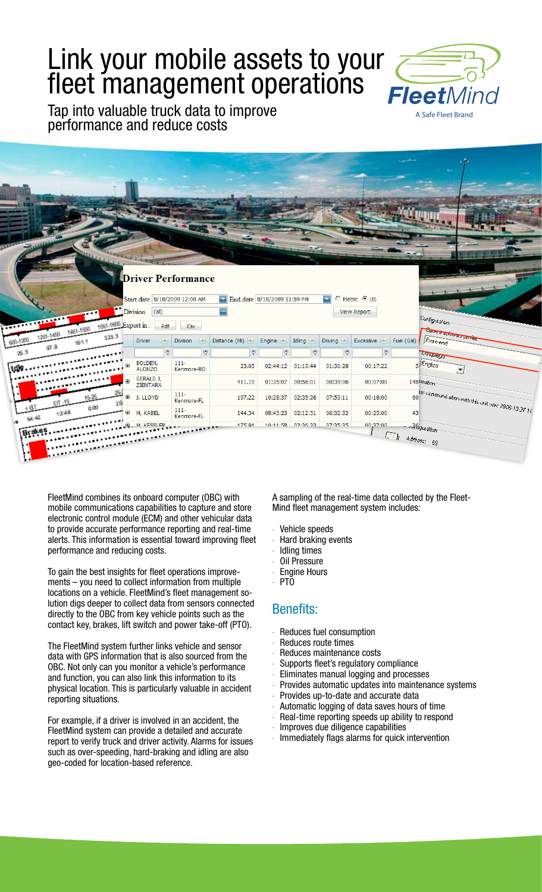# Link your mobile assets to your fleet management operations

Tap into valuable truck data to improve performance and reduce costs

FleetMind combines its onboard computer (OBC) with mobile communications capabilities to capture and store electronic control module (ECM) and other vehicular data to provide accurate performance reporting and real-time alerts. This information is essential toward improving fleet performance and reducing costs.

To gain the best insights for fleet operations improvements – you need to collect information from multiple locations on a vehicle. FleetMind's fleet management solution digs deeper to collect data from sensors connected directly to the OBC from key vehicle points such as the contact key, brakes, lift switch and power take-off (PTO).

The FleetMind system further links vehicle and sensor data with GPS information that is also sourced from the OBC. Not only can you monitor a vehicle's performance and function, you can also link this information to its physical location. This is particularly valuable in accident reporting situations.

For example, if a driver is involved in an accident, the FleetMind system can provide a detailed and accurate report to verify truck and driver activity. Alarms for issues such as over-speeding, hard-braking and idling are also geo-coded for location-based reference.

A sampling of the real-time data collected by the Fleet-Mind fleet management system includes:

- Vehicle speeds
- Hard braking events
- Idling times
- Oil Pressure
- Engine Hours
- PTO

## Benefits:

- Reduces fuel consumption
- Reduces route times
- Reduces maintenance costs
- Supports fleet's regulatory compliance
- Eliminates manual logging and processes
- Provides automatic updates into maintenance systems
- Provides up-to-date and accurate data
- Automatic logging of data saves hours of time
- Real-time reporting speeds up ability to respond
- Improves due diligence capabilities
- Immediately flags alarms for quick intervention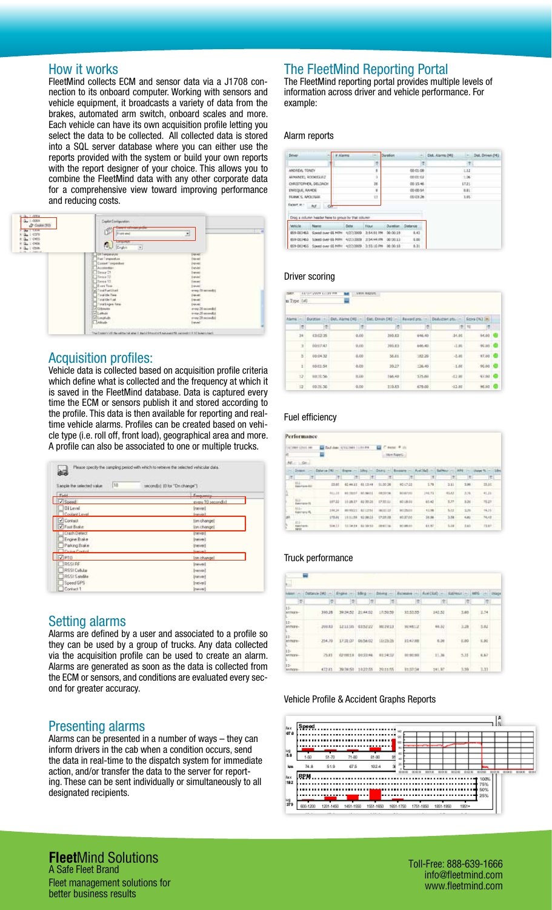## How it works

FleetMind collects ECM and sensor data via a J1708 connection to its onboard computer. Working with sensors and vehicle equipment, it broadcasts a variety of data from the brakes, automated arm switch, onboard scales and more. Each vehicle can have its own acquisition profile letting you select the data to be collected. All collected data is stored into a SQL server database where you can either use the reports provided with the system or build your own reports with the report designer of your choice. This allows you to combine the FleetMind data with any other corporate data for a comprehensive view toward improving performance and reducing costs.

## Acquisition profiles:

Vehicle data is collected based on acquisition profile criteria which define what is collected and the frequency at which it is saved in the FleetMind database. Data is captured every time the ECM or sensors publish it and stored according to the profile. This data is then available for reporting and real-time vehicle alarms. Profiles can be created based on vehicle type (i.e. roll off, front load), geographical area and more. A profile can also be associated to one or multiple trucks.

## Setting alarms

Alarms are defined by a user and associated to a profile so they can be used by a group of trucks. Any data collected via the acquisition profile can be used to create an alarm. Alarms are generated as soon as the data is collected from the ECM or sensors, and conditions are evaluated every second for greater accuracy.

## Presenting alarms

Alarms can be presented in a number of ways – they can inform drivers in the cab when a condition occurs, send the data in real-time to the dispatch system for immediate action, and/or transfer the data to the server for reporting. These can be sent individually or simultaneously to all designated recipients.

## The FleetMind Reporting Portal

The FleetMind reporting portal provides multiple levels of information across driver and vehicle performance. For example:

Alarm reports

Driver scoring

Fuel efficiency

Truck performance

Vehicle Profile & Accident Graphs Reports

**Fleet**Mind Solutions
A Safe Fleet Brand
Fleet management solutions for better business results

Toll-Free: 888-639-1666
info@fleetmind.com
www.fleetmind.com